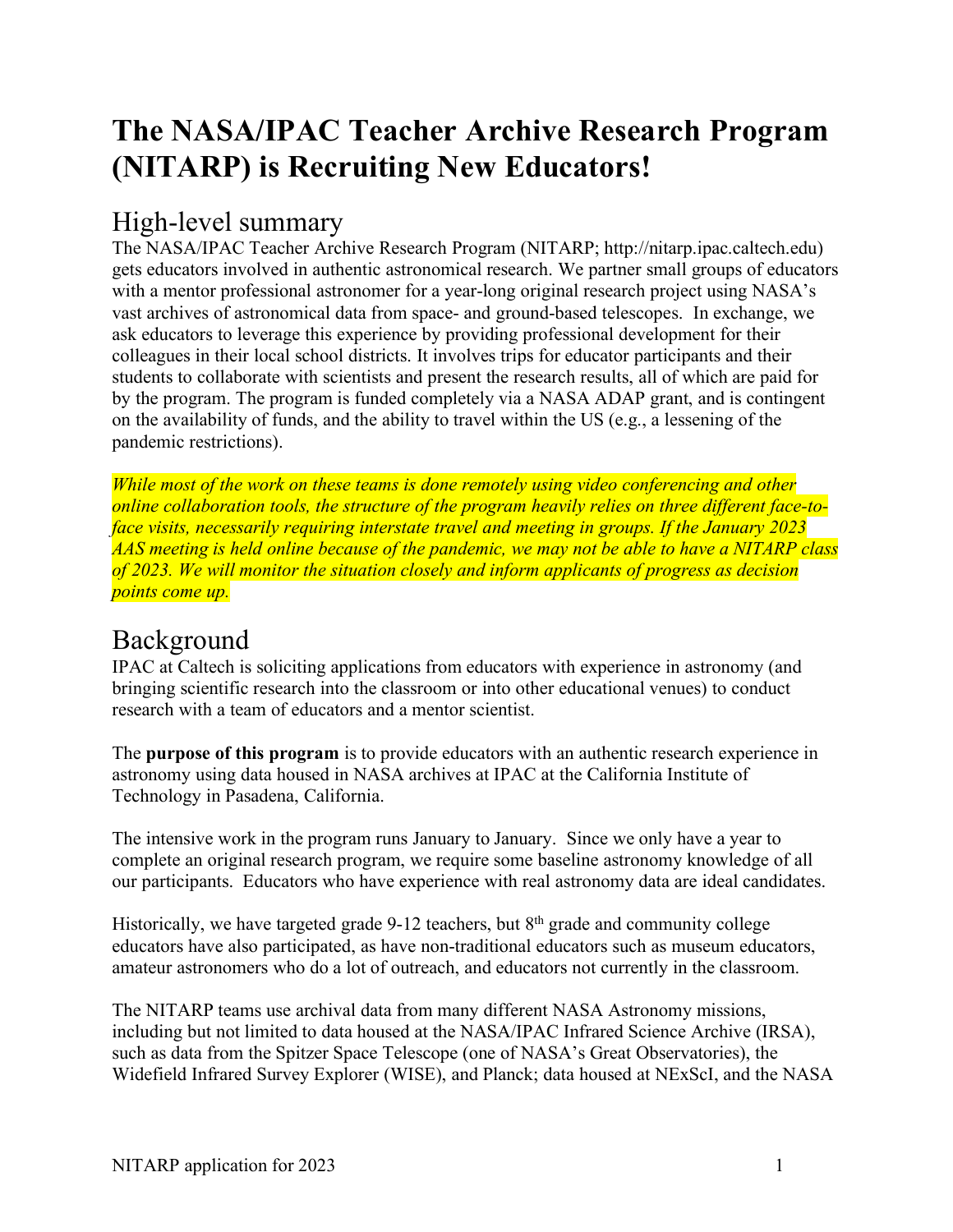# The NASA/IPAC Teacher Archive Research Program (NITARP) is Recruiting New Educators!

## High-level summary

The NASA/IPAC Teacher Archive Research Program (NITARP; http://nitarp.ipac.caltech.edu) gets educators involved in authentic astronomical research. We partner small groups of educators with a mentor professional astronomer for a year-long original research project using NASA's vast archives of astronomical data from space- and ground-based telescopes. In exchange, we ask educators to leverage this experience by providing professional development for their colleagues in their local school districts. It involves trips for educator participants and their students to collaborate with scientists and present the research results, all of which are paid for by the program. The program is funded completely via a NASA ADAP grant, and is contingent on the availability of funds, and the ability to travel within the US (e.g., a lessening of the pandemic restrictions).

*While most of the work on these teams is done remotely using video conferencing and other online collaboration tools, the structure of the program heavily relies on three different face-to-face visits, necessarily requiring interstate travel and meeting in groups. If the January 2023 AAS meeting is held online because of the pandemic, we may not be able to have a NITARP class of 2023. We will monitor the situation closely and inform applicants of progress as decision points come up.*

## Background

IPAC at Caltech is soliciting applications from educators with experience in astronomy (and bringing scientific research into the classroom or into other educational venues) to conduct research with a team of educators and a mentor scientist.

The **purpose of this program** is to provide educators with an authentic research experience in astronomy using data housed in NASA archives at IPAC at the California Institute of Technology in Pasadena, California.

The intensive work in the program runs January to January. Since we only have a year to complete an original research program, we require some baseline astronomy knowledge of all our participants. Educators who have experience with real astronomy data are ideal candidates.

Historically, we have targeted grade 9-12 teachers, but 8th grade and community college educators have also participated, as have non-traditional educators such as museum educators, amateur astronomers who do a lot of outreach, and educators not currently in the classroom.

The NITARP teams use archival data from many different NASA Astronomy missions, including but not limited to data housed at the NASA/IPAC Infrared Science Archive (IRSA), such as data from the Spitzer Space Telescope (one of NASA's Great Observatories), the Widefield Infrared Survey Explorer (WISE), and Planck; data housed at NExScI, and the NASA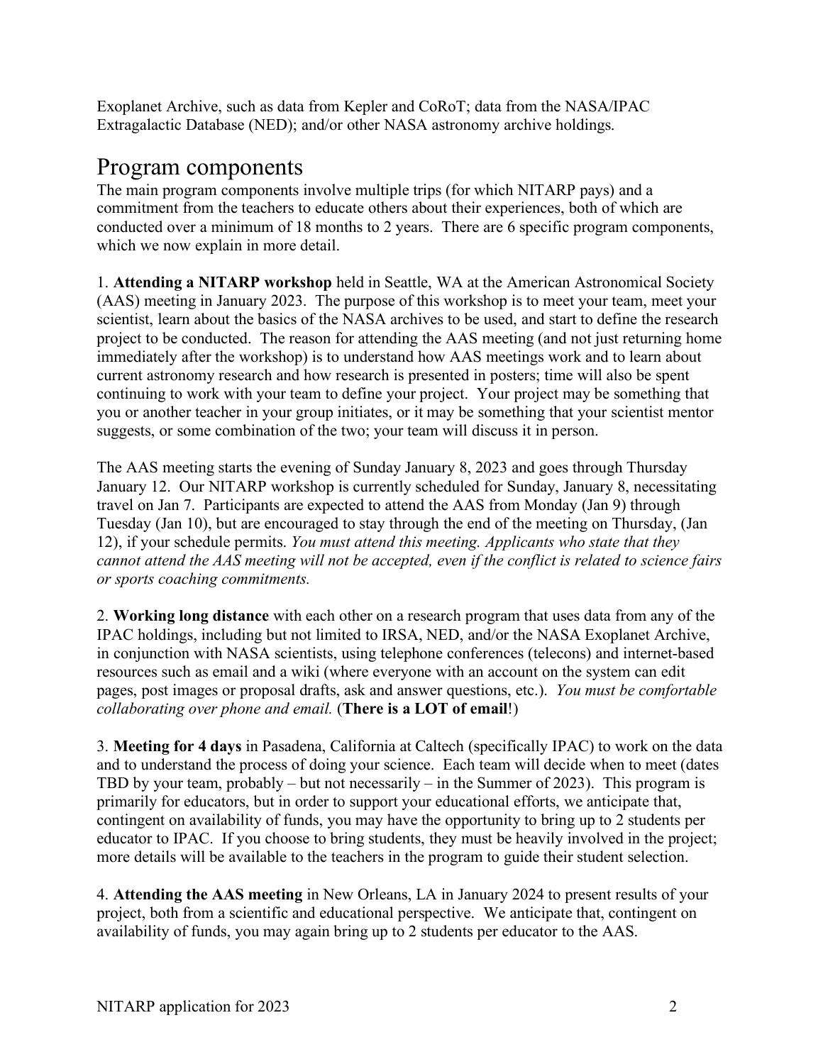Exoplanet Archive, such as data from Kepler and CoRoT; data from the NASA/IPAC Extragalactic Database (NED); and/or other NASA astronomy archive holdings.

# Program components

The main program components involve multiple trips (for which NITARP pays) and a commitment from the teachers to educate others about their experiences, both of which are conducted over a minimum of 18 months to 2 years. There are 6 specific program components, which we now explain in more detail.

1. **Attending a NITARP workshop** held in Seattle, WA at the American Astronomical Society (AAS) meeting in January 2023. The purpose of this workshop is to meet your team, meet your scientist, learn about the basics of the NASA archives to be used, and start to define the research project to be conducted. The reason for attending the AAS meeting (and not just returning home immediately after the workshop) is to understand how AAS meetings work and to learn about current astronomy research and how research is presented in posters; time will also be spent continuing to work with your team to define your project. Your project may be something that you or another teacher in your group initiates, or it may be something that your scientist mentor suggests, or some combination of the two; your team will discuss it in person.

The AAS meeting starts the evening of Sunday January 8, 2023 and goes through Thursday January 12. Our NITARP workshop is currently scheduled for Sunday, January 8, necessitating travel on Jan 7. Participants are expected to attend the AAS from Monday (Jan 9) through Tuesday (Jan 10), but are encouraged to stay through the end of the meeting on Thursday, (Jan 12), if your schedule permits. *You must attend this meeting. Applicants who state that they cannot attend the AAS meeting will not be accepted, even if the conflict is related to science fairs or sports coaching commitments.*

2. **Working long distance** with each other on a research program that uses data from any of the IPAC holdings, including but not limited to IRSA, NED, and/or the NASA Exoplanet Archive, in conjunction with NASA scientists, using telephone conferences (telecons) and internet-based resources such as email and a wiki (where everyone with an account on the system can edit pages, post images or proposal drafts, ask and answer questions, etc.). *You must be comfortable collaborating over phone and email.* (**There is a LOT of email**!)

3. **Meeting for 4 days** in Pasadena, California at Caltech (specifically IPAC) to work on the data and to understand the process of doing your science. Each team will decide when to meet (dates TBD by your team, probably – but not necessarily – in the Summer of 2023). This program is primarily for educators, but in order to support your educational efforts, we anticipate that, contingent on availability of funds, you may have the opportunity to bring up to 2 students per educator to IPAC. If you choose to bring students, they must be heavily involved in the project; more details will be available to the teachers in the program to guide their student selection.

4. **Attending the AAS meeting** in New Orleans, LA in January 2024 to present results of your project, both from a scientific and educational perspective. We anticipate that, contingent on availability of funds, you may again bring up to 2 students per educator to the AAS.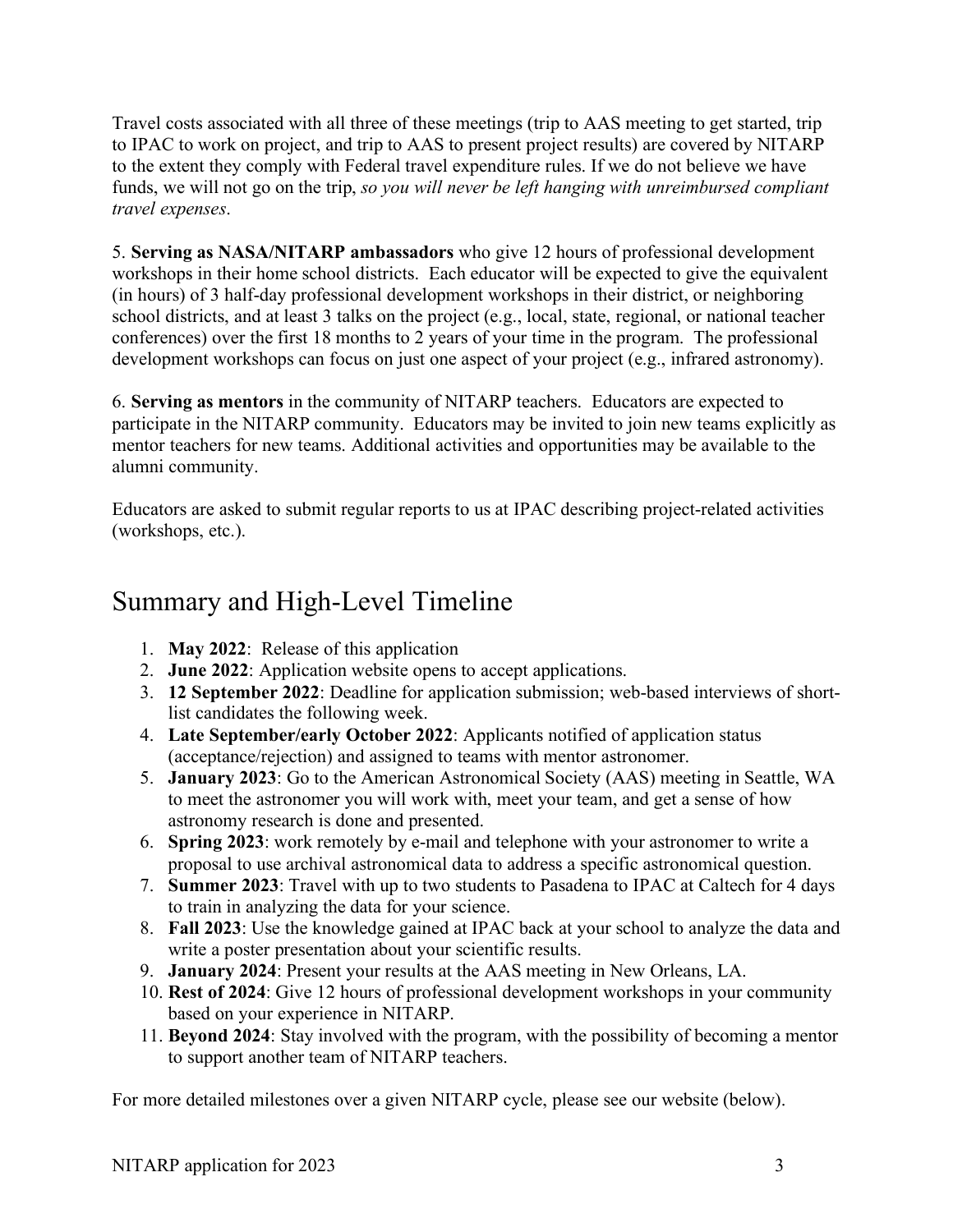Travel costs associated with all three of these meetings (trip to AAS meeting to get started, trip to IPAC to work on project, and trip to AAS to present project results) are covered by NITARP to the extent they comply with Federal travel expenditure rules. If we do not believe we have funds, we will not go on the trip, *so you will never be left hanging with unreimbursed compliant travel expenses*.

5. **Serving as NASA/NITARP ambassadors** who give 12 hours of professional development workshops in their home school districts. Each educator will be expected to give the equivalent (in hours) of 3 half-day professional development workshops in their district, or neighboring school districts, and at least 3 talks on the project (e.g., local, state, regional, or national teacher conferences) over the first 18 months to 2 years of your time in the program. The professional development workshops can focus on just one aspect of your project (e.g., infrared astronomy).

6. **Serving as mentors** in the community of NITARP teachers. Educators are expected to participate in the NITARP community. Educators may be invited to join new teams explicitly as mentor teachers for new teams. Additional activities and opportunities may be available to the alumni community.

Educators are asked to submit regular reports to us at IPAC describing project-related activities (workshops, etc.).

# Summary and High-Level Timeline

1. **May 2022**: Release of this application
2. **June 2022**: Application website opens to accept applications.
3. **12 September 2022**: Deadline for application submission; web-based interviews of short-list candidates the following week.
4. **Late September/early October 2022**: Applicants notified of application status (acceptance/rejection) and assigned to teams with mentor astronomer.
5. **January 2023**: Go to the American Astronomical Society (AAS) meeting in Seattle, WA to meet the astronomer you will work with, meet your team, and get a sense of how astronomy research is done and presented.
6. **Spring 2023**: work remotely by e-mail and telephone with your astronomer to write a proposal to use archival astronomical data to address a specific astronomical question.
7. **Summer 2023**: Travel with up to two students to Pasadena to IPAC at Caltech for 4 days to train in analyzing the data for your science.
8. **Fall 2023**: Use the knowledge gained at IPAC back at your school to analyze the data and write a poster presentation about your scientific results.
9. **January 2024**: Present your results at the AAS meeting in New Orleans, LA.
10. **Rest of 2024**: Give 12 hours of professional development workshops in your community based on your experience in NITARP.
11. **Beyond 2024**: Stay involved with the program, with the possibility of becoming a mentor to support another team of NITARP teachers.

For more detailed milestones over a given NITARP cycle, please see our website (below).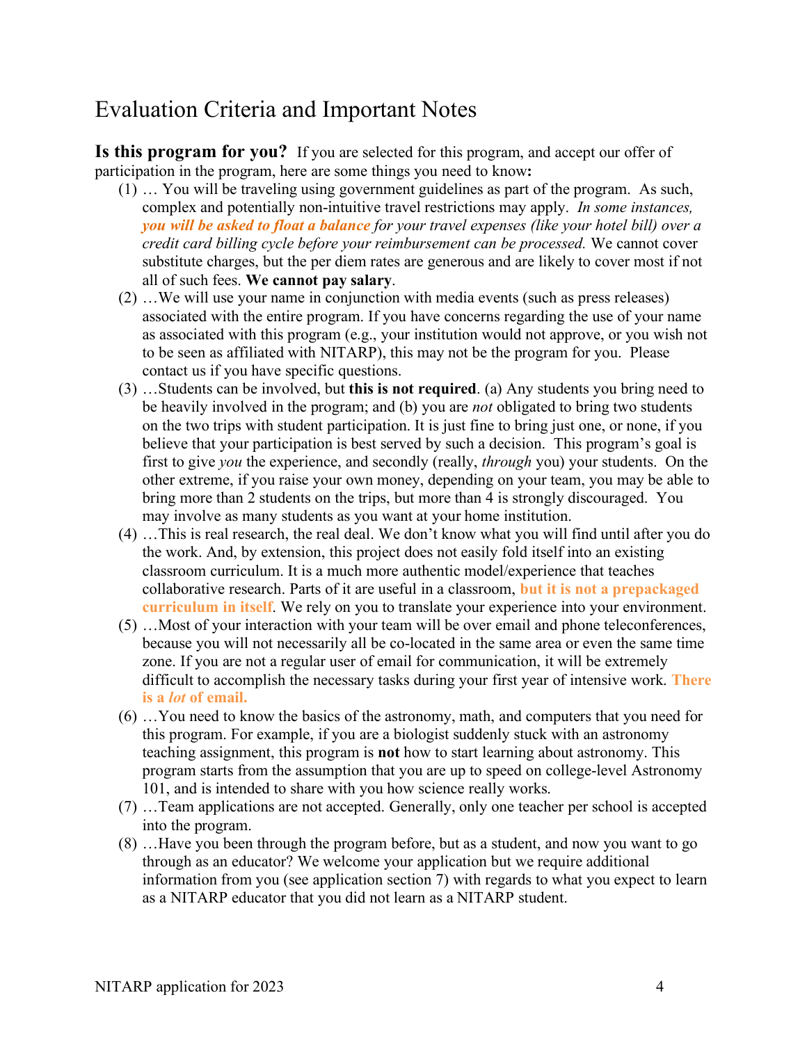# Evaluation Criteria and Important Notes

**Is this program for you?** If you are selected for this program, and accept our offer of participation in the program, here are some things you need to know**:**

(1) … You will be traveling using government guidelines as part of the program. As such, complex and potentially non-intuitive travel restrictions may apply. *In some instances, **you will be asked to float a balance** for your travel expenses (like your hotel bill) over a credit card billing cycle before your reimbursement can be processed.* We cannot cover substitute charges, but the per diem rates are generous and are likely to cover most if not all of such fees. **We cannot pay salary**.

(2) …We will use your name in conjunction with media events (such as press releases) associated with the entire program. If you have concerns regarding the use of your name as associated with this program (e.g., your institution would not approve, or you wish not to be seen as affiliated with NITARP), this may not be the program for you. Please contact us if you have specific questions.

(3) …Students can be involved, but **this is not required**. (a) Any students you bring need to be heavily involved in the program; and (b) you are *not* obligated to bring two students on the two trips with student participation. It is just fine to bring just one, or none, if you believe that your participation is best served by such a decision. This program's goal is first to give *you* the experience, and secondly (really, *through* you) your students. On the other extreme, if you raise your own money, depending on your team, you may be able to bring more than 2 students on the trips, but more than 4 is strongly discouraged. You may involve as many students as you want at your home institution.

(4) …This is real research, the real deal. We don't know what you will find until after you do the work. And, by extension, this project does not easily fold itself into an existing classroom curriculum. It is a much more authentic model/experience that teaches collaborative research. Parts of it are useful in a classroom, **but it is not a prepackaged curriculum in itself**. We rely on you to translate your experience into your environment.

(5) …Most of your interaction with your team will be over email and phone teleconferences, because you will not necessarily all be co-located in the same area or even the same time zone. If you are not a regular user of email for communication, it will be extremely difficult to accomplish the necessary tasks during your first year of intensive work. **There is a *lot* of email.**

(6) …You need to know the basics of the astronomy, math, and computers that you need for this program. For example, if you are a biologist suddenly stuck with an astronomy teaching assignment, this program is **not** how to start learning about astronomy. This program starts from the assumption that you are up to speed on college-level Astronomy 101, and is intended to share with you how science really works.

(7) …Team applications are not accepted. Generally, only one teacher per school is accepted into the program.

(8) …Have you been through the program before, but as a student, and now you want to go through as an educator? We welcome your application but we require additional information from you (see application section 7) with regards to what you expect to learn as a NITARP educator that you did not learn as a NITARP student.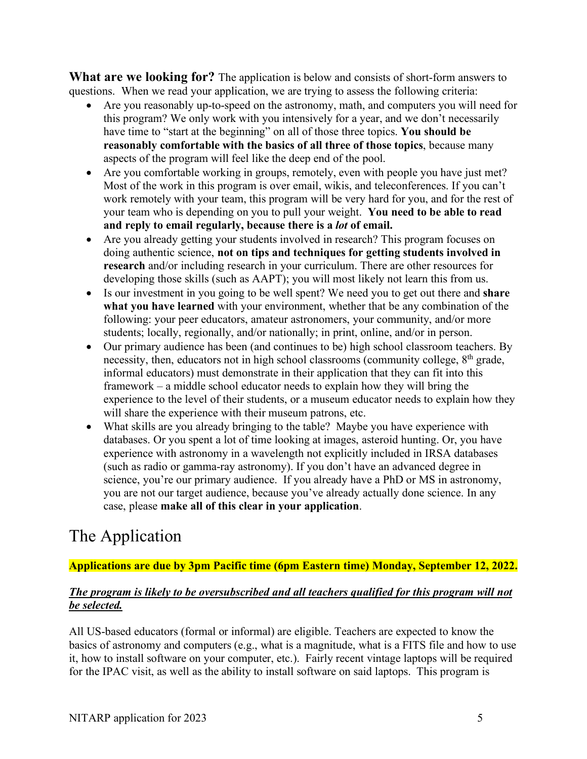**What are we looking for?** The application is below and consists of short-form answers to questions. When we read your application, we are trying to assess the following criteria:

- Are you reasonably up-to-speed on the astronomy, math, and computers you will need for this program? We only work with you intensively for a year, and we don't necessarily have time to "start at the beginning" on all of those three topics. **You should be reasonably comfortable with the basics of all three of those topics**, because many aspects of the program will feel like the deep end of the pool.
- Are you comfortable working in groups, remotely, even with people you have just met? Most of the work in this program is over email, wikis, and teleconferences. If you can't work remotely with your team, this program will be very hard for you, and for the rest of your team who is depending on you to pull your weight. **You need to be able to read and reply to email regularly, because there is a *lot* of email.**
- Are you already getting your students involved in research? This program focuses on doing authentic science, **not on tips and techniques for getting students involved in research** and/or including research in your curriculum. There are other resources for developing those skills (such as AAPT); you will most likely not learn this from us.
- Is our investment in you going to be well spent? We need you to get out there and **share what you have learned** with your environment, whether that be any combination of the following: your peer educators, amateur astronomers, your community, and/or more students; locally, regionally, and/or nationally; in print, online, and/or in person.
- Our primary audience has been (and continues to be) high school classroom teachers. By necessity, then, educators not in high school classrooms (community college, 8th grade, informal educators) must demonstrate in their application that they can fit into this framework – a middle school educator needs to explain how they will bring the experience to the level of their students, or a museum educator needs to explain how they will share the experience with their museum patrons, etc.
- What skills are you already bringing to the table? Maybe you have experience with databases. Or you spent a lot of time looking at images, asteroid hunting. Or, you have experience with astronomy in a wavelength not explicitly included in IRSA databases (such as radio or gamma-ray astronomy). If you don't have an advanced degree in science, you're our primary audience. If you already have a PhD or MS in astronomy, you are not our target audience, because you've already actually done science. In any case, please **make all of this clear in your application**.

# The Application

**Applications are due by 3pm Pacific time (6pm Eastern time) Monday, September 12, 2022.**

***The program is likely to be oversubscribed and all teachers qualified for this program will not be selected.***

All US-based educators (formal or informal) are eligible. Teachers are expected to know the basics of astronomy and computers (e.g., what is a magnitude, what is a FITS file and how to use it, how to install software on your computer, etc.). Fairly recent vintage laptops will be required for the IPAC visit, as well as the ability to install software on said laptops. This program is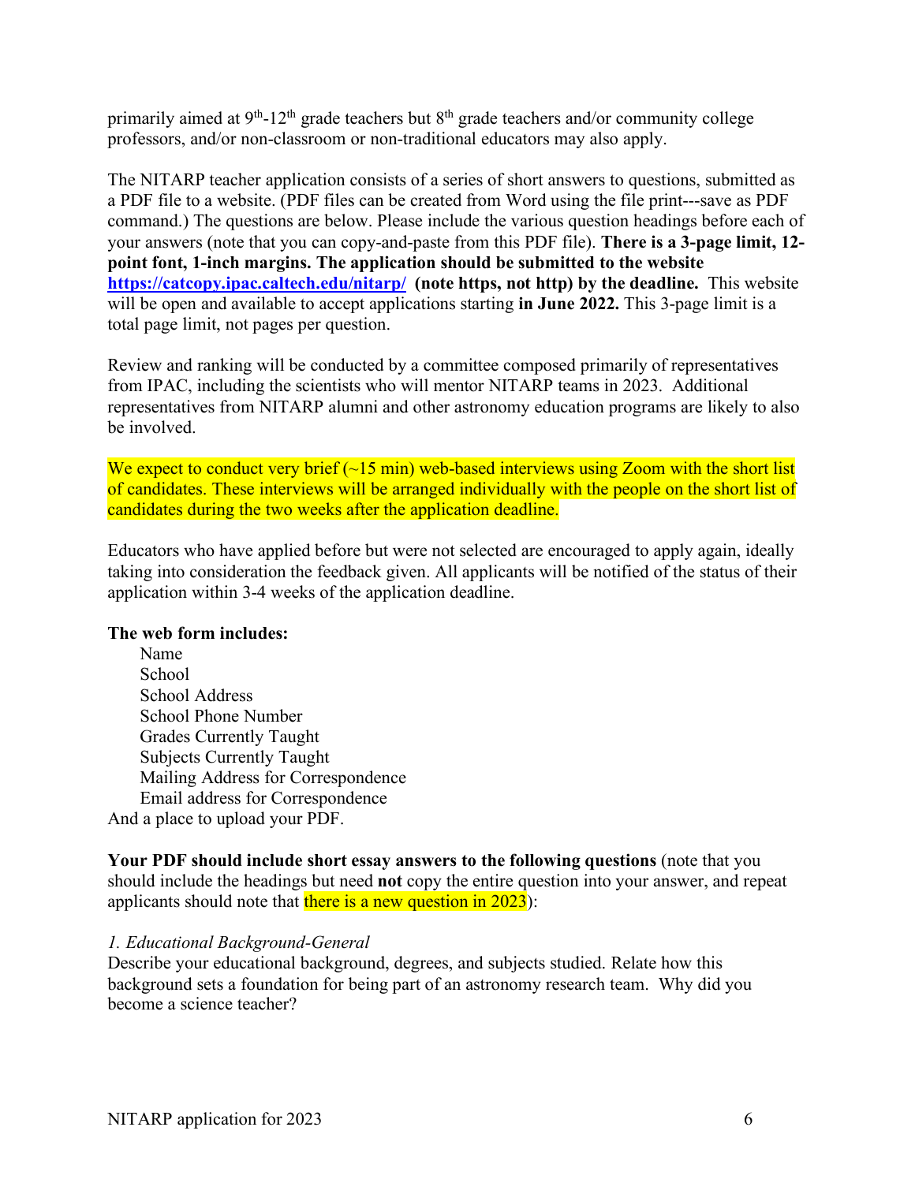primarily aimed at $9^{th}$-$12^{th}$ grade teachers but $8^{th}$ grade teachers and/or community college professors, and/or non-classroom or non-traditional educators may also apply.

The NITARP teacher application consists of a series of short answers to questions, submitted as a PDF file to a website. (PDF files can be created from Word using the file print---save as PDF command.) The questions are below. Please include the various question headings before each of your answers (note that you can copy-and-paste from this PDF file). **There is a 3-page limit, 12-point font, 1-inch margins. The application should be submitted to the website [https://catcopy.ipac.caltech.edu/nitarp/](https://catcopy.ipac.caltech.edu/nitarp/) (note https, not http) by the deadline.** This website will be open and available to accept applications starting **in June 2022.** This 3-page limit is a total page limit, not pages per question.

Review and ranking will be conducted by a committee composed primarily of representatives from IPAC, including the scientists who will mentor NITARP teams in 2023. Additional representatives from NITARP alumni and other astronomy education programs are likely to also be involved.

We expect to conduct very brief (~15 min) web-based interviews using Zoom with the short list of candidates. These interviews will be arranged individually with the people on the short list of candidates during the two weeks after the application deadline.

Educators who have applied before but were not selected are encouraged to apply again, ideally taking into consideration the feedback given. All applicants will be notified of the status of their application within 3-4 weeks of the application deadline.

**The web form includes:**

- Name
- School
- School Address
- School Phone Number
- Grades Currently Taught
- Subjects Currently Taught
- Mailing Address for Correspondence
- Email address for Correspondence

And a place to upload your PDF.

**Your PDF should include short essay answers to the following questions** (note that you should include the headings but need **not** copy the entire question into your answer, and repeat applicants should note that there is a new question in 2023):

*1. Educational Background-General*

Describe your educational background, degrees, and subjects studied. Relate how this background sets a foundation for being part of an astronomy research team. Why did you become a science teacher?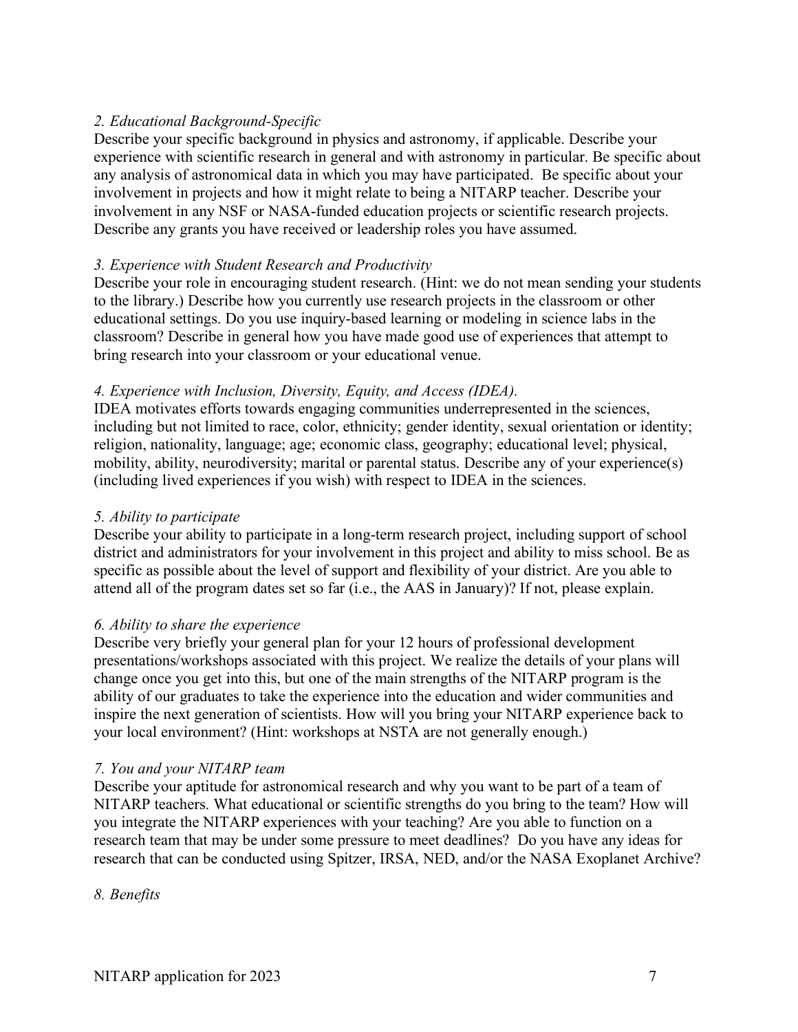*2. Educational Background-Specific*

Describe your specific background in physics and astronomy, if applicable. Describe your experience with scientific research in general and with astronomy in particular. Be specific about any analysis of astronomical data in which you may have participated. Be specific about your involvement in projects and how it might relate to being a NITARP teacher. Describe your involvement in any NSF or NASA-funded education projects or scientific research projects. Describe any grants you have received or leadership roles you have assumed.

*3. Experience with Student Research and Productivity*

Describe your role in encouraging student research. (Hint: we do not mean sending your students to the library.) Describe how you currently use research projects in the classroom or other educational settings. Do you use inquiry-based learning or modeling in science labs in the classroom? Describe in general how you have made good use of experiences that attempt to bring research into your classroom or your educational venue.

*4. Experience with Inclusion, Diversity, Equity, and Access (IDEA).*

IDEA motivates efforts towards engaging communities underrepresented in the sciences, including but not limited to race, color, ethnicity; gender identity, sexual orientation or identity; religion, nationality, language; age; economic class, geography; educational level; physical, mobility, ability, neurodiversity; marital or parental status. Describe any of your experience(s) (including lived experiences if you wish) with respect to IDEA in the sciences.

*5. Ability to participate*

Describe your ability to participate in a long-term research project, including support of school district and administrators for your involvement in this project and ability to miss school. Be as specific as possible about the level of support and flexibility of your district. Are you able to attend all of the program dates set so far (i.e., the AAS in January)? If not, please explain.

*6. Ability to share the experience*

Describe very briefly your general plan for your 12 hours of professional development presentations/workshops associated with this project. We realize the details of your plans will change once you get into this, but one of the main strengths of the NITARP program is the ability of our graduates to take the experience into the education and wider communities and inspire the next generation of scientists. How will you bring your NITARP experience back to your local environment? (Hint: workshops at NSTA are not generally enough.)

*7. You and your NITARP team*

Describe your aptitude for astronomical research and why you want to be part of a team of NITARP teachers. What educational or scientific strengths do you bring to the team? How will you integrate the NITARP experiences with your teaching? Are you able to function on a research team that may be under some pressure to meet deadlines? Do you have any ideas for research that can be conducted using Spitzer, IRSA, NED, and/or the NASA Exoplanet Archive?

*8. Benefits*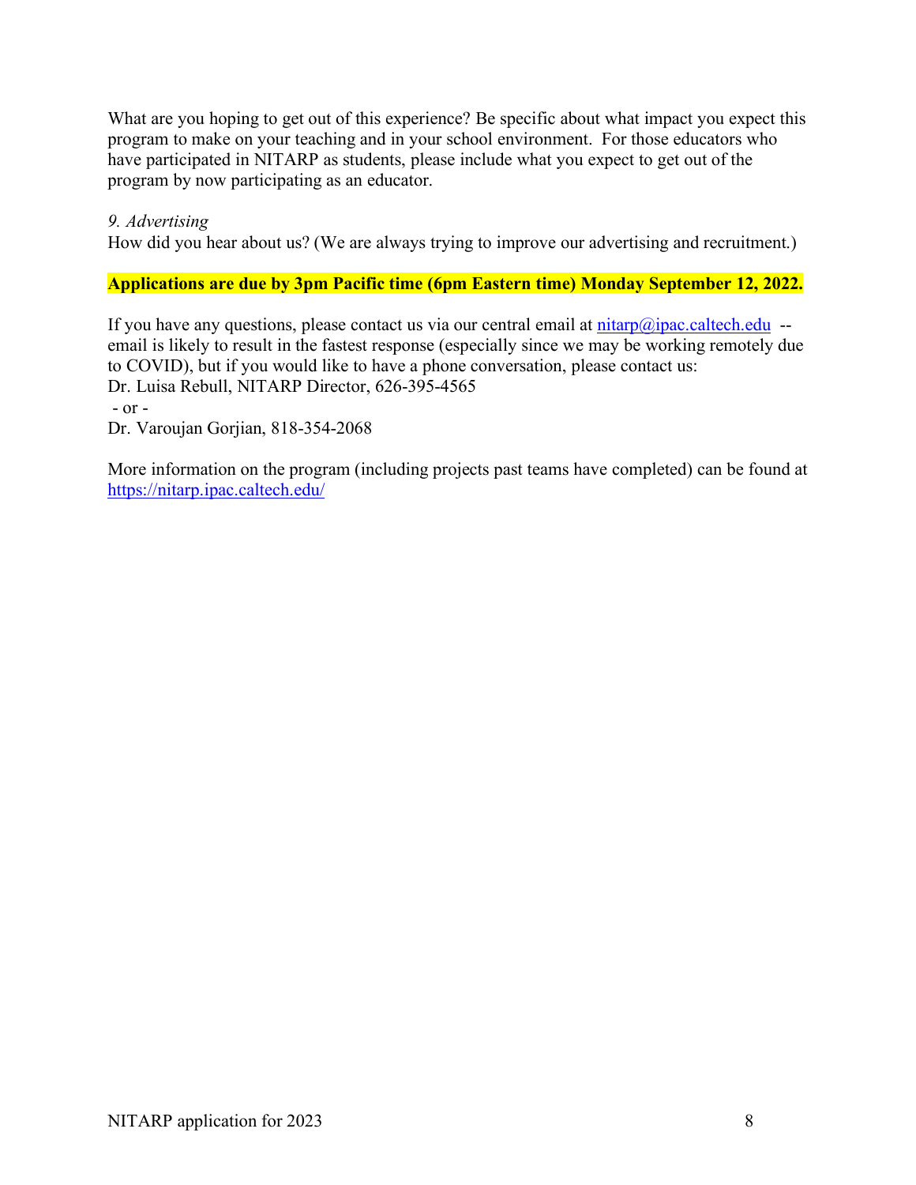What are you hoping to get out of this experience? Be specific about what impact you expect this program to make on your teaching and in your school environment. For those educators who have participated in NITARP as students, please include what you expect to get out of the program by now participating as an educator.

*9. Advertising*

How did you hear about us? (We are always trying to improve our advertising and recruitment.)

**Applications are due by 3pm Pacific time (6pm Eastern time) Monday September 12, 2022.**

If you have any questions, please contact us via our central email at nitarp@ipac.caltech.edu -- email is likely to result in the fastest response (especially since we may be working remotely due to COVID), but if you would like to have a phone conversation, please contact us:
Dr. Luisa Rebull, NITARP Director, 626-395-4565
- or -
Dr. Varoujan Gorjian, 818-354-2068

More information on the program (including projects past teams have completed) can be found at https://nitarp.ipac.caltech.edu/